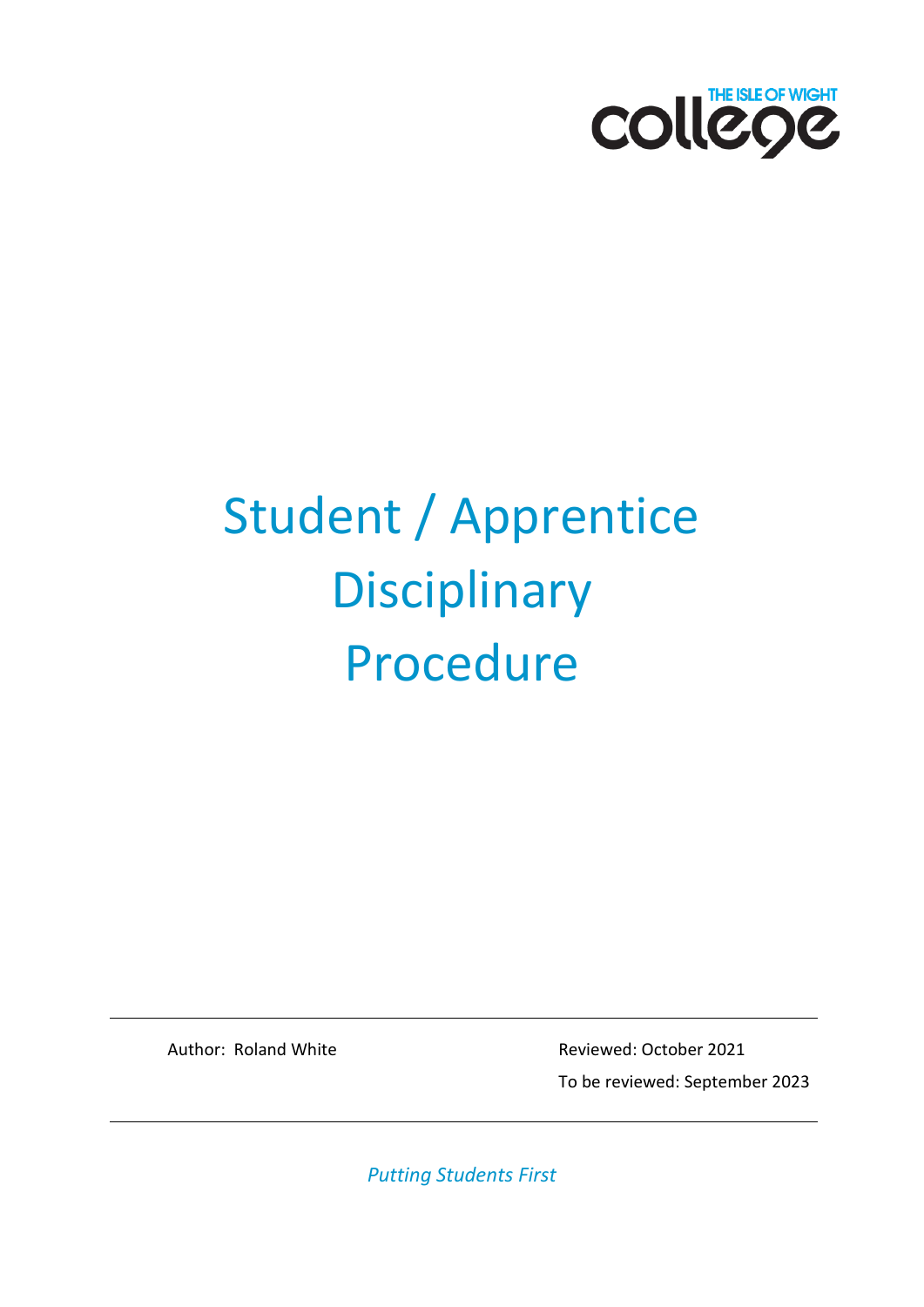THE ISLE OF WIGHT college

# Student / Apprentice Disciplinary Procedure

Author: Roland White

Reviewed: October 2021

To be reviewed: September 2023

*Putting Students First*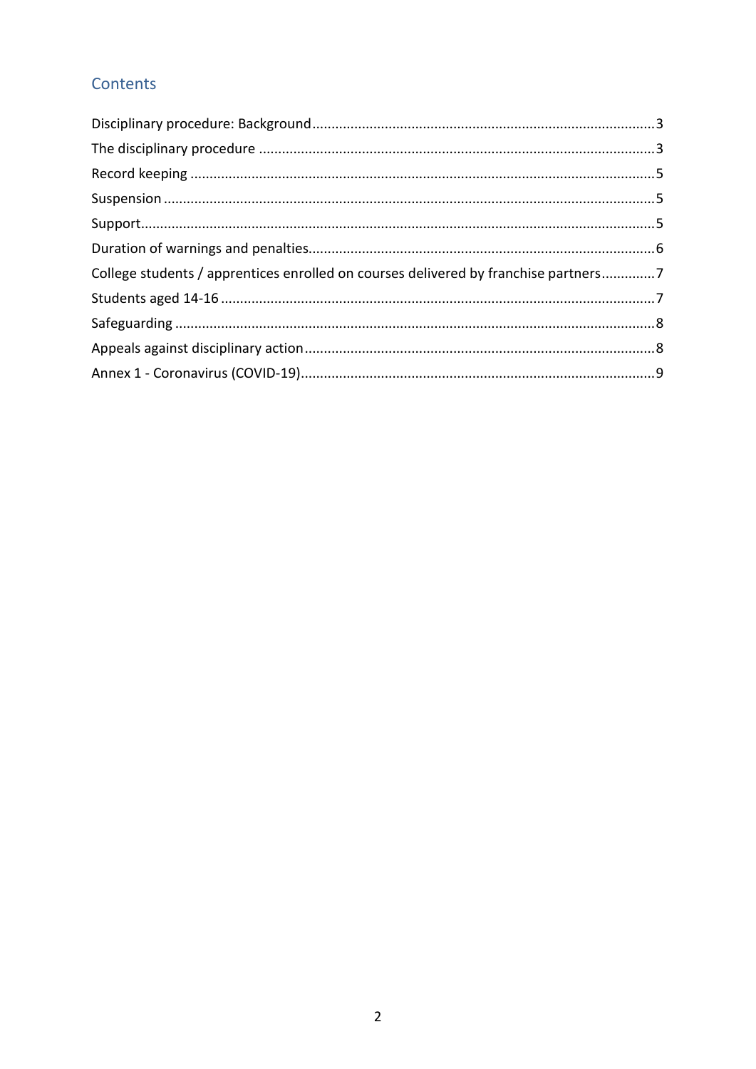## Contents

Disciplinary procedure: Background ........ 3
The disciplinary procedure ........ 3
Record keeping ........ 5
Suspension ........ 5
Support ........ 5
Duration of warnings and penalties ........ 6
College students / apprentices enrolled on courses delivered by franchise partners ........ 7
Students aged 14-16 ........ 7
Safeguarding ........ 8
Appeals against disciplinary action ........ 8
Annex 1 - Coronavirus (COVID-19) ........ 9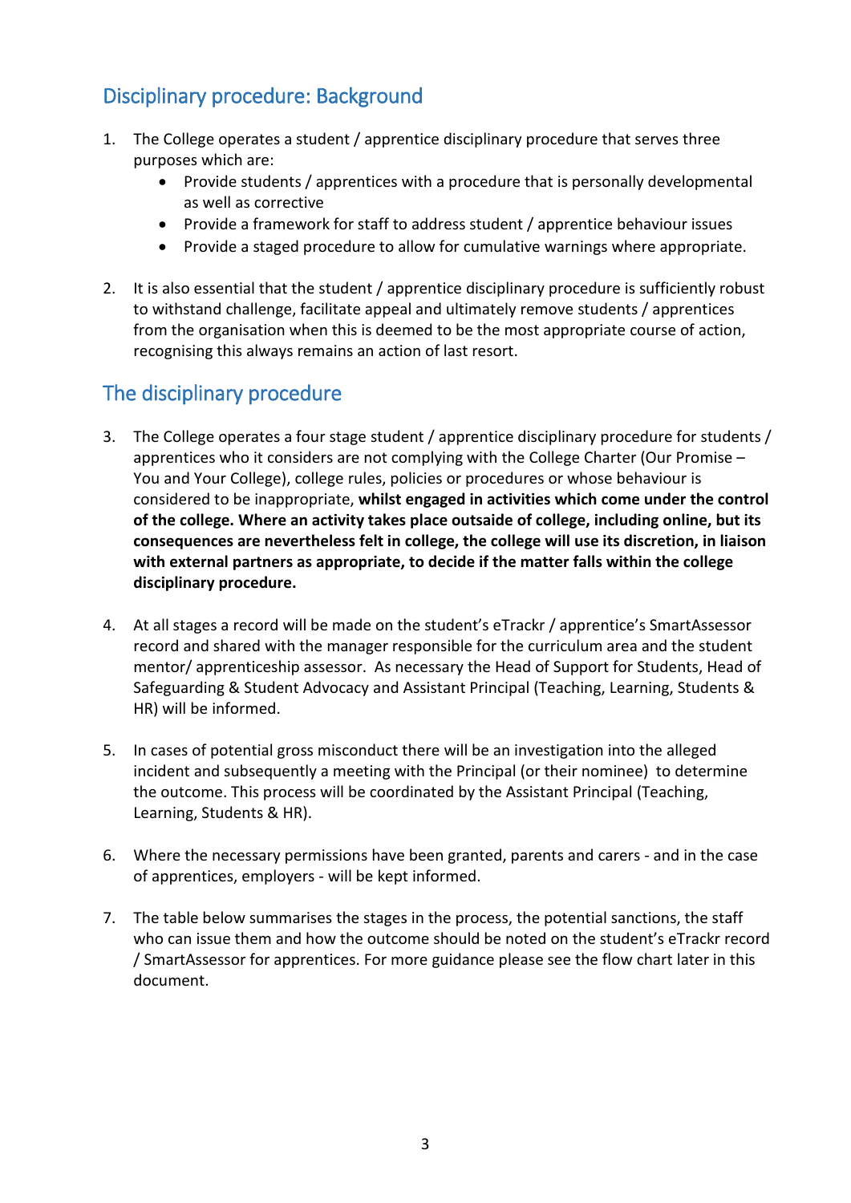## Disciplinary procedure: Background

1. The College operates a student / apprentice disciplinary procedure that serves three purposes which are:
   - Provide students / apprentices with a procedure that is personally developmental as well as corrective
   - Provide a framework for staff to address student / apprentice behaviour issues
   - Provide a staged procedure to allow for cumulative warnings where appropriate.

2. It is also essential that the student / apprentice disciplinary procedure is sufficiently robust to withstand challenge, facilitate appeal and ultimately remove students / apprentices from the organisation when this is deemed to be the most appropriate course of action, recognising this always remains an action of last resort.

## The disciplinary procedure

3. The College operates a four stage student / apprentice disciplinary procedure for students / apprentices who it considers are not complying with the College Charter (Our Promise – You and Your College), college rules, policies or procedures or whose behaviour is considered to be inappropriate, **whilst engaged in activities which come under the control of the college. Where an activity takes place outsaide of college, including online, but its consequences are nevertheless felt in college, the college will use its discretion, in liaison with external partners as appropriate, to decide if the matter falls within the college disciplinary procedure.**

4. At all stages a record will be made on the student's eTrackr / apprentice's SmartAssessor record and shared with the manager responsible for the curriculum area and the student mentor/ apprenticeship assessor. As necessary the Head of Support for Students, Head of Safeguarding & Student Advocacy and Assistant Principal (Teaching, Learning, Students & HR) will be informed.

5. In cases of potential gross misconduct there will be an investigation into the alleged incident and subsequently a meeting with the Principal (or their nominee) to determine the outcome. This process will be coordinated by the Assistant Principal (Teaching, Learning, Students & HR).

6. Where the necessary permissions have been granted, parents and carers - and in the case of apprentices, employers - will be kept informed.

7. The table below summarises the stages in the process, the potential sanctions, the staff who can issue them and how the outcome should be noted on the student's eTrackr record / SmartAssessor for apprentices. For more guidance please see the flow chart later in this document.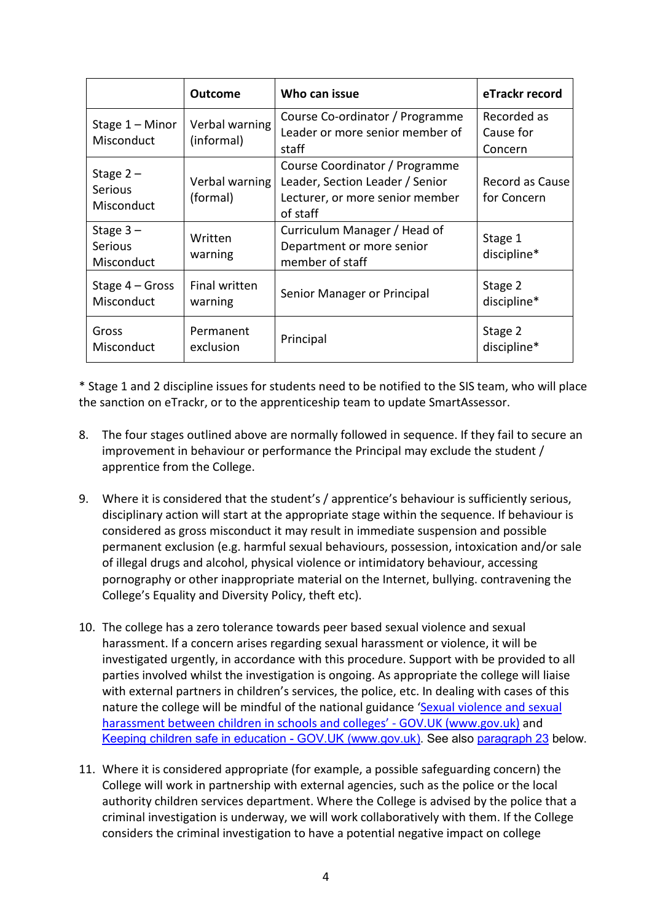| | Outcome | Who can issue | eTrackr record |
|---|---|---|---|
| Stage 1 – Minor Misconduct | Verbal warning (informal) | Course Co-ordinator / Programme Leader or more senior member of staff | Recorded as Cause for Concern |
| Stage 2 – Serious Misconduct | Verbal warning (formal) | Course Coordinator / Programme Leader, Section Leader / Senior Lecturer, or more senior member of staff | Record as Cause for Concern |
| Stage 3 – Serious Misconduct | Written warning | Curriculum Manager / Head of Department or more senior member of staff | Stage 1 discipline* |
| Stage 4 – Gross Misconduct | Final written warning | Senior Manager or Principal | Stage 2 discipline* |
| Gross Misconduct | Permanent exclusion | Principal | Stage 2 discipline* |

* Stage 1 and 2 discipline issues for students need to be notified to the SIS team, who will place the sanction on eTrackr, or to the apprenticeship team to update SmartAssessor.

8. The four stages outlined above are normally followed in sequence. If they fail to secure an improvement in behaviour or performance the Principal may exclude the student / apprentice from the College.

9. Where it is considered that the student's / apprentice's behaviour is sufficiently serious, disciplinary action will start at the appropriate stage within the sequence. If behaviour is considered as gross misconduct it may result in immediate suspension and possible permanent exclusion (e.g. harmful sexual behaviours, possession, intoxication and/or sale of illegal drugs and alcohol, physical violence or intimidatory behaviour, accessing pornography or other inappropriate material on the Internet, bullying. contravening the College's Equality and Diversity Policy, theft etc).

10. The college has a zero tolerance towards peer based sexual violence and sexual harassment. If a concern arises regarding sexual harassment or violence, it will be investigated urgently, in accordance with this procedure. Support with be provided to all parties involved whilst the investigation is ongoing. As appropriate the college will liaise with external partners in children's services, the police, etc. In dealing with cases of this nature the college will be mindful of the national guidance 'Sexual violence and sexual harassment between children in schools and colleges' - GOV.UK (www.gov.uk) and Keeping children safe in education - GOV.UK (www.gov.uk). See also paragraph 23 below.

11. Where it is considered appropriate (for example, a possible safeguarding concern) the College will work in partnership with external agencies, such as the police or the local authority children services department. Where the College is advised by the police that a criminal investigation is underway, we will work collaboratively with them. If the College considers the criminal investigation to have a potential negative impact on college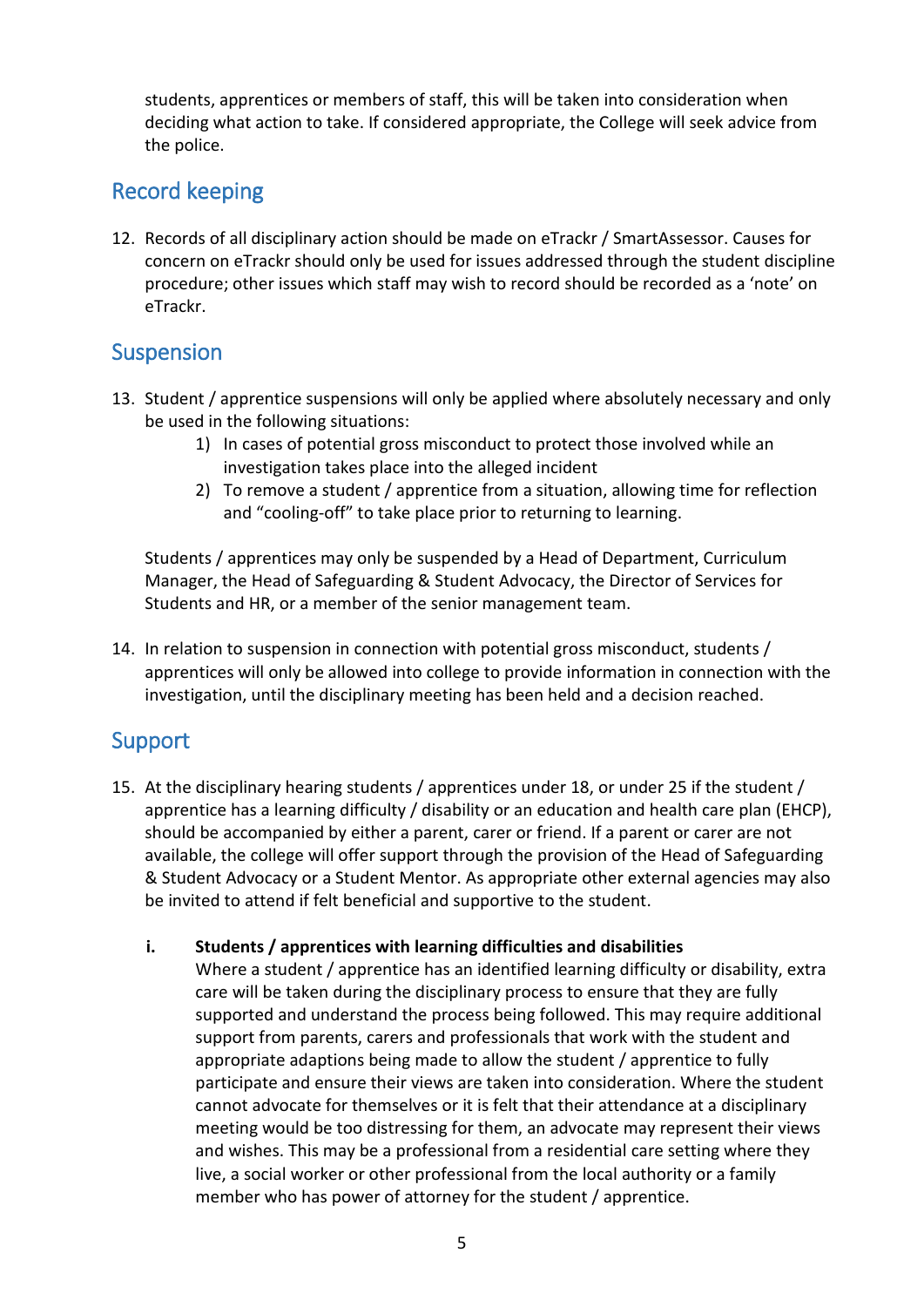students, apprentices or members of staff, this will be taken into consideration when deciding what action to take. If considered appropriate, the College will seek advice from the police.

## Record keeping

12. Records of all disciplinary action should be made on eTrackr / SmartAssessor. Causes for concern on eTrackr should only be used for issues addressed through the student discipline procedure; other issues which staff may wish to record should be recorded as a 'note' on eTrackr.

## Suspension

13. Student / apprentice suspensions will only be applied where absolutely necessary and only be used in the following situations:
    1) In cases of potential gross misconduct to protect those involved while an investigation takes place into the alleged incident
    2) To remove a student / apprentice from a situation, allowing time for reflection and "cooling-off" to take place prior to returning to learning.

    Students / apprentices may only be suspended by a Head of Department, Curriculum Manager, the Head of Safeguarding & Student Advocacy, the Director of Services for Students and HR, or a member of the senior management team.

14. In relation to suspension in connection with potential gross misconduct, students / apprentices will only be allowed into college to provide information in connection with the investigation, until the disciplinary meeting has been held and a decision reached.

## Support

15. At the disciplinary hearing students / apprentices under 18, or under 25 if the student / apprentice has a learning difficulty / disability or an education and health care plan (EHCP), should be accompanied by either a parent, carer or friend. If a parent or carer are not available, the college will offer support through the provision of the Head of Safeguarding & Student Advocacy or a Student Mentor. As appropriate other external agencies may also be invited to attend if felt beneficial and supportive to the student.

    i. **Students / apprentices with learning difficulties and disabilities**
    Where a student / apprentice has an identified learning difficulty or disability, extra care will be taken during the disciplinary process to ensure that they are fully supported and understand the process being followed. This may require additional support from parents, carers and professionals that work with the student and appropriate adaptions being made to allow the student / apprentice to fully participate and ensure their views are taken into consideration. Where the student cannot advocate for themselves or it is felt that their attendance at a disciplinary meeting would be too distressing for them, an advocate may represent their views and wishes. This may be a professional from a residential care setting where they live, a social worker or other professional from the local authority or a family member who has power of attorney for the student / apprentice.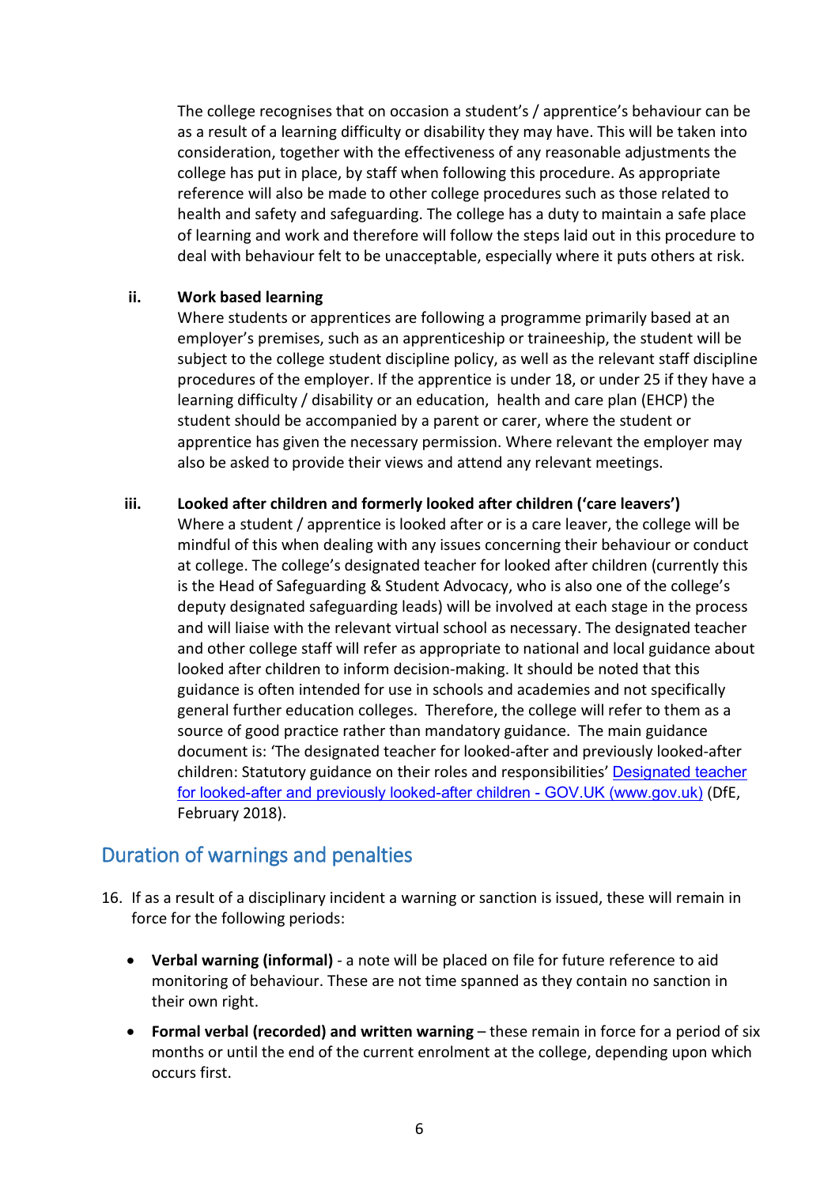The college recognises that on occasion a student's / apprentice's behaviour can be as a result of a learning difficulty or disability they may have. This will be taken into consideration, together with the effectiveness of any reasonable adjustments the college has put in place, by staff when following this procedure. As appropriate reference will also be made to other college procedures such as those related to health and safety and safeguarding. The college has a duty to maintain a safe place of learning and work and therefore will follow the steps laid out in this procedure to deal with behaviour felt to be unacceptable, especially where it puts others at risk.

ii. **Work based learning**

Where students or apprentices are following a programme primarily based at an employer's premises, such as an apprenticeship or traineeship, the student will be subject to the college student discipline policy, as well as the relevant staff discipline procedures of the employer. If the apprentice is under 18, or under 25 if they have a learning difficulty / disability or an education, health and care plan (EHCP) the student should be accompanied by a parent or carer, where the student or apprentice has given the necessary permission. Where relevant the employer may also be asked to provide their views and attend any relevant meetings.

iii. **Looked after children and formerly looked after children ('care leavers')**

Where a student / apprentice is looked after or is a care leaver, the college will be mindful of this when dealing with any issues concerning their behaviour or conduct at college. The college's designated teacher for looked after children (currently this is the Head of Safeguarding & Student Advocacy, who is also one of the college's deputy designated safeguarding leads) will be involved at each stage in the process and will liaise with the relevant virtual school as necessary. The designated teacher and other college staff will refer as appropriate to national and local guidance about looked after children to inform decision-making. It should be noted that this guidance is often intended for use in schools and academies and not specifically general further education colleges. Therefore, the college will refer to them as a source of good practice rather than mandatory guidance. The main guidance document is: 'The designated teacher for looked-after and previously looked-after children: Statutory guidance on their roles and responsibilities' Designated teacher for looked-after and previously looked-after children - GOV.UK (www.gov.uk) (DfE, February 2018).

## Duration of warnings and penalties

16. If as a result of a disciplinary incident a warning or sanction is issued, these will remain in force for the following periods:

- **Verbal warning (informal)** - a note will be placed on file for future reference to aid monitoring of behaviour. These are not time spanned as they contain no sanction in their own right.
- **Formal verbal (recorded) and written warning** – these remain in force for a period of six months or until the end of the current enrolment at the college, depending upon which occurs first.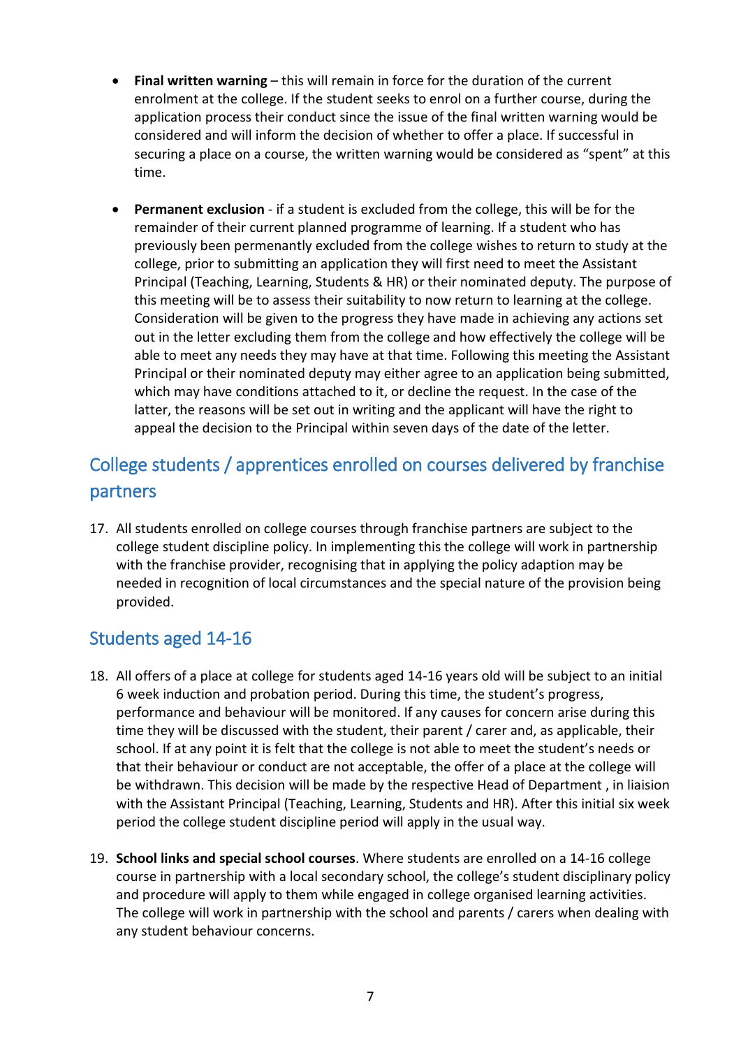- **Final written warning** – this will remain in force for the duration of the current enrolment at the college. If the student seeks to enrol on a further course, during the application process their conduct since the issue of the final written warning would be considered and will inform the decision of whether to offer a place. If successful in securing a place on a course, the written warning would be considered as "spent" at this time.

- **Permanent exclusion** - if a student is excluded from the college, this will be for the remainder of their current planned programme of learning. If a student who has previously been permenantly excluded from the college wishes to return to study at the college, prior to submitting an application they will first need to meet the Assistant Principal (Teaching, Learning, Students & HR) or their nominated deputy. The purpose of this meeting will be to assess their suitability to now return to learning at the college. Consideration will be given to the progress they have made in achieving any actions set out in the letter excluding them from the college and how effectively the college will be able to meet any needs they may have at that time. Following this meeting the Assistant Principal or their nominated deputy may either agree to an application being submitted, which may have conditions attached to it, or decline the request. In the case of the latter, the reasons will be set out in writing and the applicant will have the right to appeal the decision to the Principal within seven days of the date of the letter.

## College students / apprentices enrolled on courses delivered by franchise partners

17. All students enrolled on college courses through franchise partners are subject to the college student discipline policy. In implementing this the college will work in partnership with the franchise provider, recognising that in applying the policy adaption may be needed in recognition of local circumstances and the special nature of the provision being provided.

## Students aged 14-16

18. All offers of a place at college for students aged 14-16 years old will be subject to an initial 6 week induction and probation period. During this time, the student's progress, performance and behaviour will be monitored. If any causes for concern arise during this time they will be discussed with the student, their parent / carer and, as applicable, their school. If at any point it is felt that the college is not able to meet the student's needs or that their behaviour or conduct are not acceptable, the offer of a place at the college will be withdrawn. This decision will be made by the respective Head of Department , in liaision with the Assistant Principal (Teaching, Learning, Students and HR). After this initial six week period the college student discipline period will apply in the usual way.

19. **School links and special school courses**. Where students are enrolled on a 14-16 college course in partnership with a local secondary school, the college's student disciplinary policy and procedure will apply to them while engaged in college organised learning activities. The college will work in partnership with the school and parents / carers when dealing with any student behaviour concerns.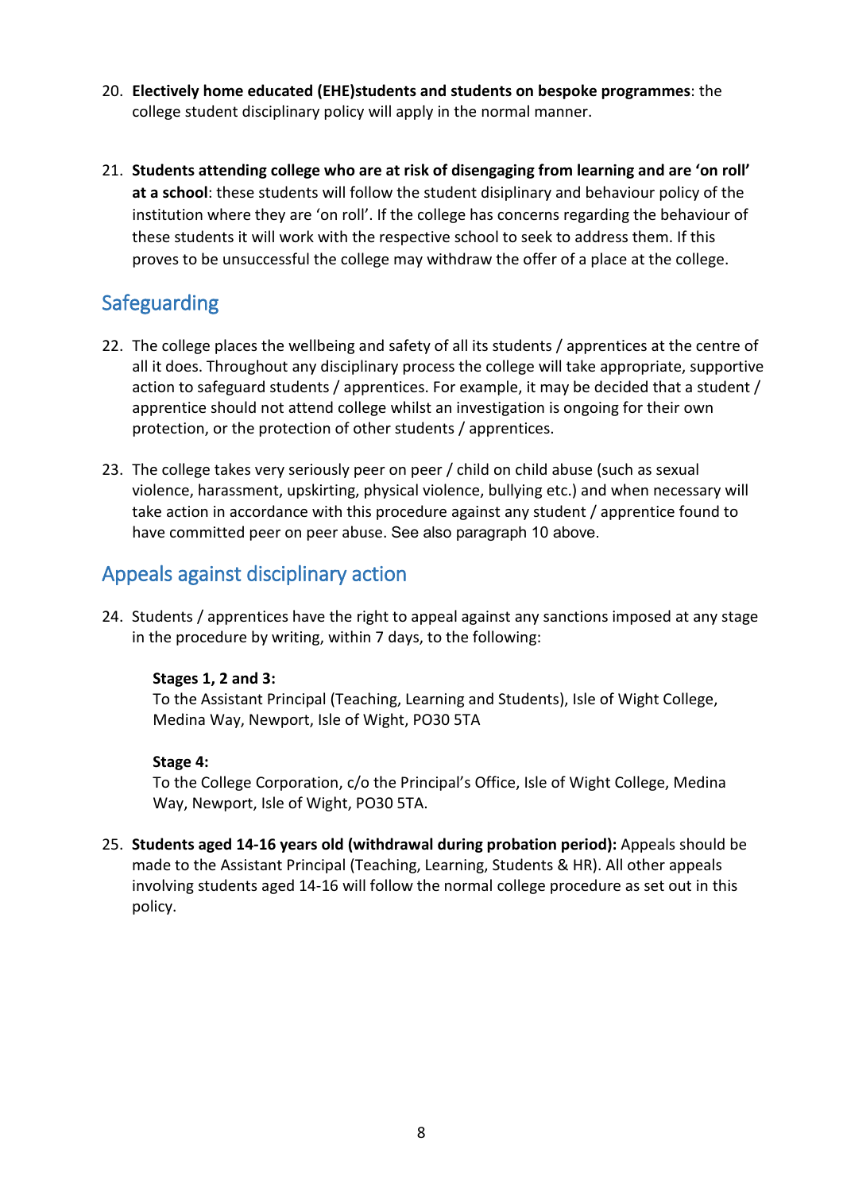20. **Electively home educated (EHE)students and students on bespoke programmes**: the college student disciplinary policy will apply in the normal manner.

21. **Students attending college who are at risk of disengaging from learning and are 'on roll' at a school**: these students will follow the student disiplinary and behaviour policy of the institution where they are 'on roll'. If the college has concerns regarding the behaviour of these students it will work with the respective school to seek to address them. If this proves to be unsuccessful the college may withdraw the offer of a place at the college.

## Safeguarding

22. The college places the wellbeing and safety of all its students / apprentices at the centre of all it does. Throughout any disciplinary process the college will take appropriate, supportive action to safeguard students / apprentices. For example, it may be decided that a student / apprentice should not attend college whilst an investigation is ongoing for their own protection, or the protection of other students / apprentices.

23. The college takes very seriously peer on peer / child on child abuse (such as sexual violence, harassment, upskirting, physical violence, bullying etc.) and when necessary will take action in accordance with this procedure against any student / apprentice found to have committed peer on peer abuse. See also paragraph 10 above.

## Appeals against disciplinary action

24. Students / apprentices have the right to appeal against any sanctions imposed at any stage in the procedure by writing, within 7 days, to the following:

    **Stages 1, 2 and 3:**
    To the Assistant Principal (Teaching, Learning and Students), Isle of Wight College, Medina Way, Newport, Isle of Wight, PO30 5TA

    **Stage 4:**
    To the College Corporation, c/o the Principal's Office, Isle of Wight College, Medina Way, Newport, Isle of Wight, PO30 5TA.

25. **Students aged 14-16 years old (withdrawal during probation period):** Appeals should be made to the Assistant Principal (Teaching, Learning, Students & HR). All other appeals involving students aged 14-16 will follow the normal college procedure as set out in this policy.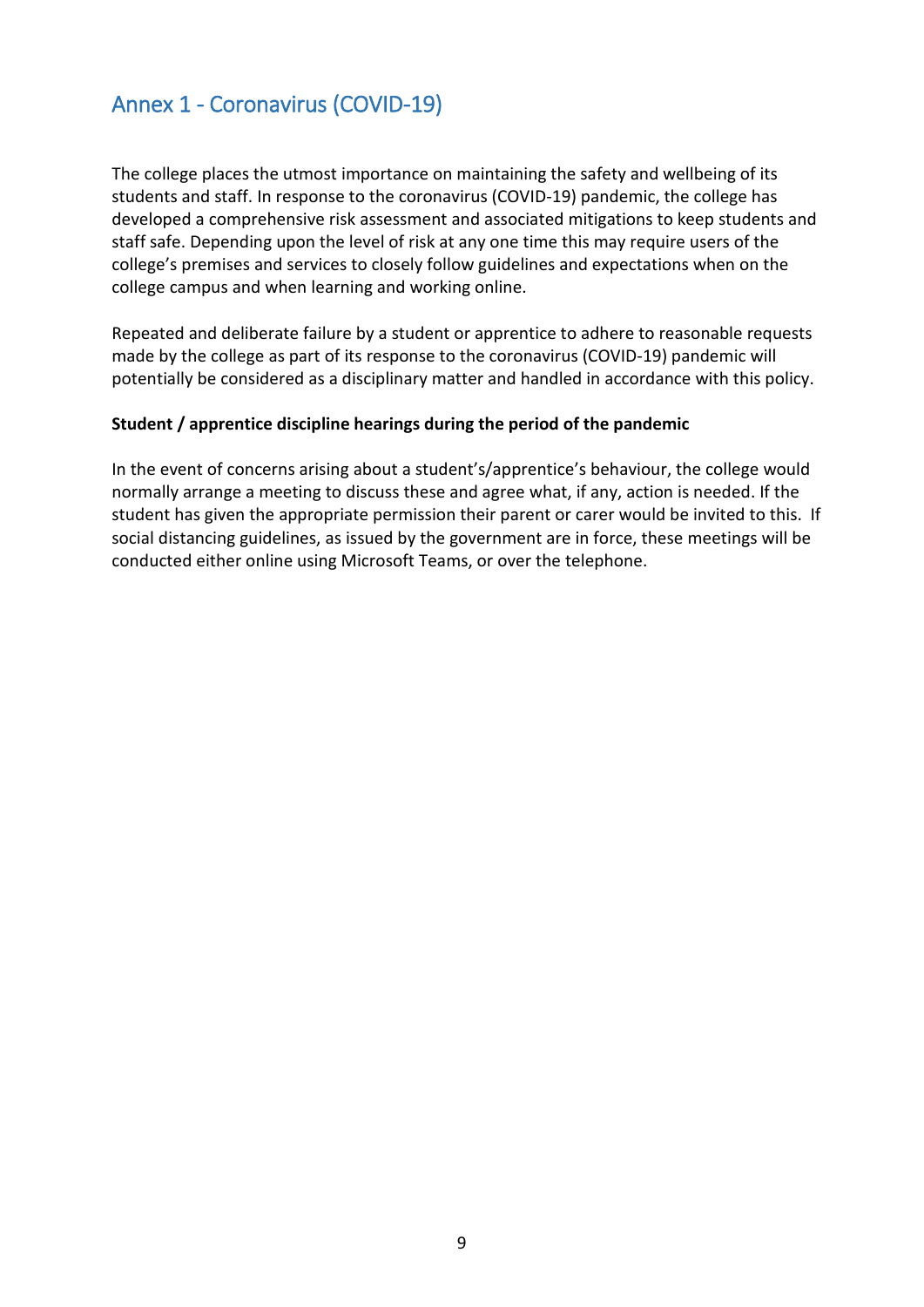## Annex 1 - Coronavirus (COVID-19)

The college places the utmost importance on maintaining the safety and wellbeing of its students and staff. In response to the coronavirus (COVID-19) pandemic, the college has developed a comprehensive risk assessment and associated mitigations to keep students and staff safe. Depending upon the level of risk at any one time this may require users of the college's premises and services to closely follow guidelines and expectations when on the college campus and when learning and working online.

Repeated and deliberate failure by a student or apprentice to adhere to reasonable requests made by the college as part of its response to the coronavirus (COVID-19) pandemic will potentially be considered as a disciplinary matter and handled in accordance with this policy.

**Student / apprentice discipline hearings during the period of the pandemic**

In the event of concerns arising about a student's/apprentice's behaviour, the college would normally arrange a meeting to discuss these and agree what, if any, action is needed. If the student has given the appropriate permission their parent or carer would be invited to this. If social distancing guidelines, as issued by the government are in force, these meetings will be conducted either online using Microsoft Teams, or over the telephone.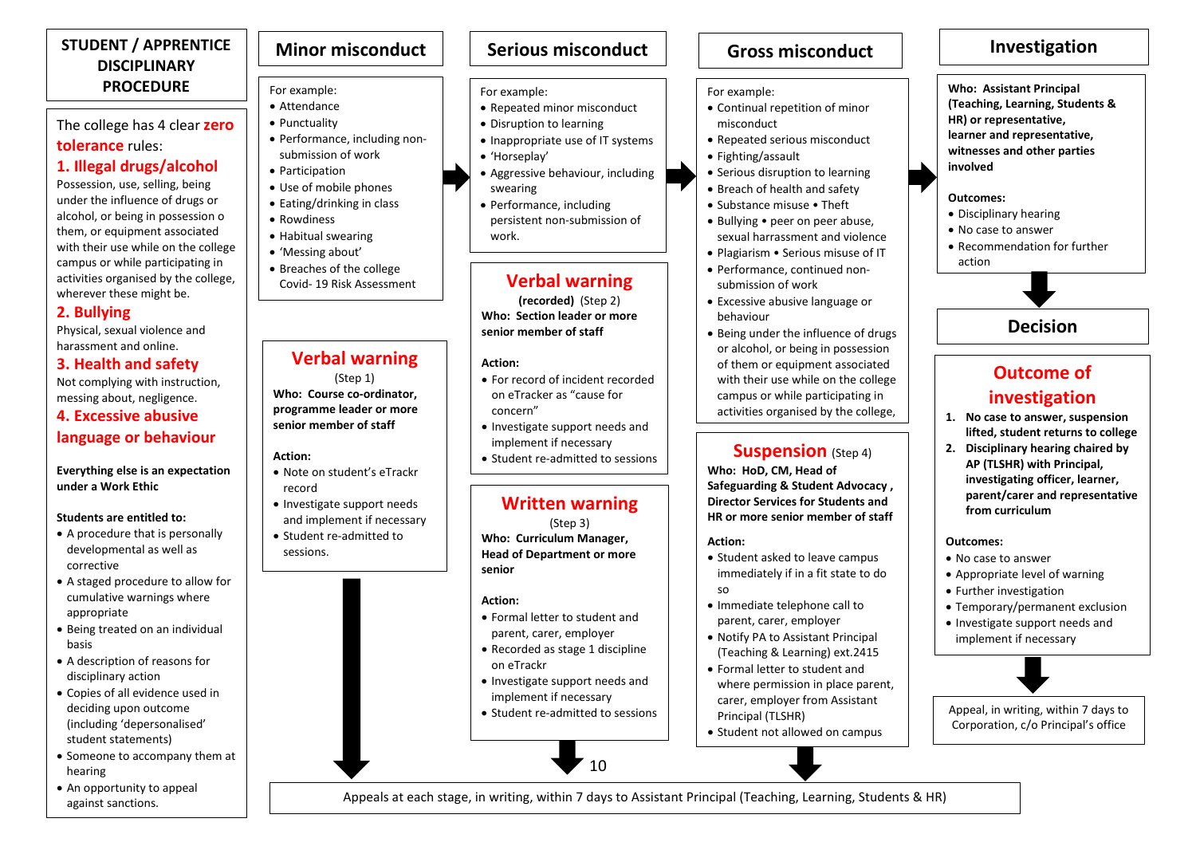# STUDENT / APPRENTICE DISCIPLINARY PROCEDURE

The college has 4 clear **zero tolerance** rules:

### 1. Illegal drugs/alcohol

Possession, use, selling, being under the influence of drugs or alcohol, or being in possession o them, or equipment associated with their use while on the college campus or while participating in activities organised by the college, wherever these might be.

### 2. Bullying

Physical, sexual violence and harassment and online.

### 3. Health and safety

Not complying with instruction, messing about, negligence.

### 4. Excessive abusive language or behaviour

**Everything else is an expectation under a Work Ethic**

**Students are entitled to:**

- A procedure that is personally developmental as well as corrective
- A staged procedure to allow for cumulative warnings where appropriate
- Being treated on an individual basis
- A description of reasons for disciplinary action
- Copies of all evidence used in deciding upon outcome (including 'depersonalised' student statements)
- Someone to accompany them at hearing
- An opportunity to appeal against sanctions.

## Minor misconduct

For example:

- Attendance
- Punctuality
- Performance, including non-submission of work
- Participation
- Use of mobile phones
- Eating/drinking in class
- Rowdiness
- Habitual swearing
- 'Messing about'
- Breaches of the college Covid- 19 Risk Assessment

### Verbal warning

(Step 1)

**Who: Course co-ordinator, programme leader or more senior member of staff**

**Action:**

- Note on student's eTrackr record
- Investigate support needs and implement if necessary
- Student re-admitted to sessions.

## Serious misconduct

For example:

- Repeated minor misconduct
- Disruption to learning
- Inappropriate use of IT systems
- 'Horseplay'
- Aggressive behaviour, including swearing
- Performance, including persistent non-submission of work.

### Verbal warning

**(recorded)** (Step 2)

**Who: Section leader or more senior member of staff**

**Action:**

- For record of incident recorded on eTracker as "cause for concern"
- Investigate support needs and implement if necessary
- Student re-admitted to sessions

### Written warning

(Step 3)

**Who: Curriculum Manager, Head of Department or more senior**

**Action:**

- Formal letter to student and parent, carer, employer
- Recorded as stage 1 discipline on eTrackr
- Investigate support needs and implement if necessary
- Student re-admitted to sessions

## Gross misconduct

For example:

- Continual repetition of minor misconduct
- Repeated serious misconduct
- Fighting/assault
- Serious disruption to learning
- Breach of health and safety
- Substance misuse • Theft
- Bullying • peer on peer abuse, sexual harrassment and violence
- Plagiarism • Serious misuse of IT
- Performance, continued non-submission of work
- Excessive abusive language or behaviour
- Being under the influence of drugs or alcohol, or being in possession of them or equipment associated with their use while on the college campus or while participating in activities organised by the college,

### Suspension (Step 4)

**Who: HoD, CM, Head of Safeguarding & Student Advocacy , Director Services for Students and HR or more senior member of staff**

**Action:**

- Student asked to leave campus immediately if in a fit state to do so
- Immediate telephone call to parent, carer, employer
- Notify PA to Assistant Principal (Teaching & Learning) ext.2415
- Formal letter to student and where permission in place parent, carer, employer from Assistant Principal (TLSHR)
- Student not allowed on campus

## Investigation

**Who: Assistant Principal (Teaching, Learning, Students & HR) or representative, learner and representative, witnesses and other parties involved**

**Outcomes:**

- Disciplinary hearing
- No case to answer
- Recommendation for further action

## Decision

### Outcome of investigation

1. **No case to answer, suspension lifted, student returns to college**
2. **Disciplinary hearing chaired by AP (TLSHR) with Principal, investigating officer, learner, parent/carer and representative from curriculum**

**Outcomes:**

- No case to answer
- Appropriate level of warning
- Further investigation
- Temporary/permanent exclusion
- Investigate support needs and implement if necessary

Appeal, in writing, within 7 days to Corporation, c/o Principal's office

Appeals at each stage, in writing, within 7 days to Assistant Principal (Teaching, Learning, Students & HR)